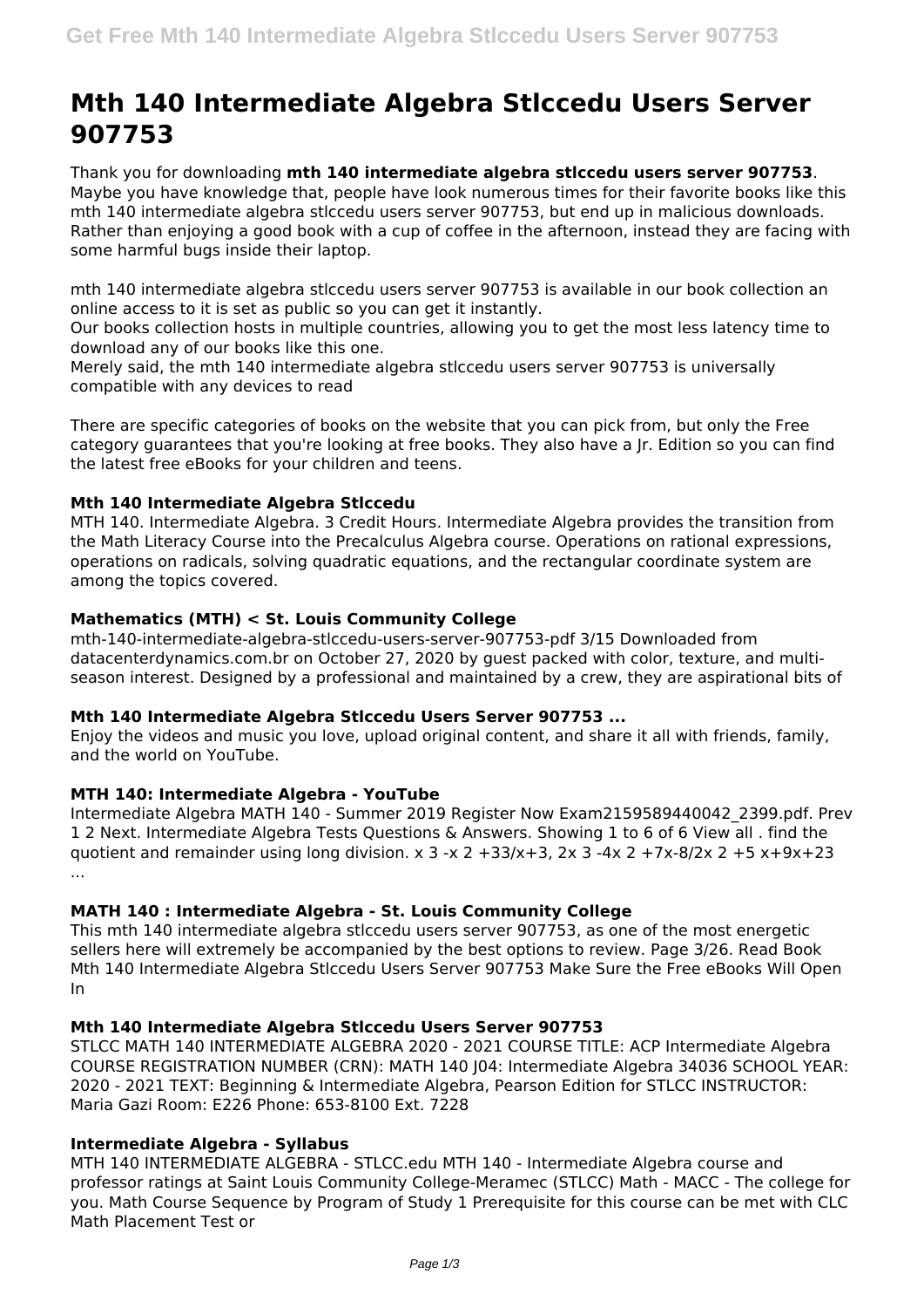# Mth 140 Intermediate Algebra Stlccedu Users Server 907753

Thank you for downloading **mth 140 intermediate algebra stlccedu users server 907753**. Maybe you have knowledge that, people have look numerous times for their favorite books like this mth 140 intermediate algebra stlccedu users server 907753, but end up in malicious downloads. Rather than enjoying a good book with a cup of coffee in the afternoon, instead they are facing with some harmful bugs inside their laptop.

mth 140 intermediate algebra stlccedu users server 907753 is available in our book collection an online access to it is set as public so you can get it instantly.
Our books collection hosts in multiple countries, allowing you to get the most less latency time to download any of our books like this one.
Merely said, the mth 140 intermediate algebra stlccedu users server 907753 is universally compatible with any devices to read

There are specific categories of books on the website that you can pick from, but only the Free category guarantees that you're looking at free books. They also have a Jr. Edition so you can find the latest free eBooks for your children and teens.

### Mth 140 Intermediate Algebra Stlccedu

MTH 140. Intermediate Algebra. 3 Credit Hours. Intermediate Algebra provides the transition from the Math Literacy Course into the Precalculus Algebra course. Operations on rational expressions, operations on radicals, solving quadratic equations, and the rectangular coordinate system are among the topics covered.

### Mathematics (MTH) < St. Louis Community College

mth-140-intermediate-algebra-stlccedu-users-server-907753-pdf 3/15 Downloaded from datacenterdynamics.com.br on October 27, 2020 by guest packed with color, texture, and multi-season interest. Designed by a professional and maintained by a crew, they are aspirational bits of

### Mth 140 Intermediate Algebra Stlccedu Users Server 907753 ...

Enjoy the videos and music you love, upload original content, and share it all with friends, family, and the world on YouTube.

### MTH 140: Intermediate Algebra - YouTube

Intermediate Algebra MATH 140 - Summer 2019 Register Now Exam2159589440042_2399.pdf. Prev 1 2 Next. Intermediate Algebra Tests Questions & Answers. Showing 1 to 6 of 6 View all . find the quotient and remainder using long division. x 3 -x 2 +33/x+3, 2x 3 -4x 2 +7x-8/2x 2 +5 x+9x+23 ...

### MATH 140 : Intermediate Algebra - St. Louis Community College

This mth 140 intermediate algebra stlccedu users server 907753, as one of the most energetic sellers here will extremely be accompanied by the best options to review. Page 3/26. Read Book Mth 140 Intermediate Algebra Stlccedu Users Server 907753 Make Sure the Free eBooks Will Open In

### Mth 140 Intermediate Algebra Stlccedu Users Server 907753

STLCC MATH 140 INTERMEDIATE ALGEBRA 2020 - 2021 COURSE TITLE: ACP Intermediate Algebra COURSE REGISTRATION NUMBER (CRN): MATH 140 J04: Intermediate Algebra 34036 SCHOOL YEAR: 2020 - 2021 TEXT: Beginning & Intermediate Algebra, Pearson Edition for STLCC INSTRUCTOR: Maria Gazi Room: E226 Phone: 653-8100 Ext. 7228

### Intermediate Algebra - Syllabus

MTH 140 INTERMEDIATE ALGEBRA - STLCC.edu MTH 140 - Intermediate Algebra course and professor ratings at Saint Louis Community College-Meramec (STLCC) Math - MACC - The college for you. Math Course Sequence by Program of Study 1 Prerequisite for this course can be met with CLC Math Placement Test or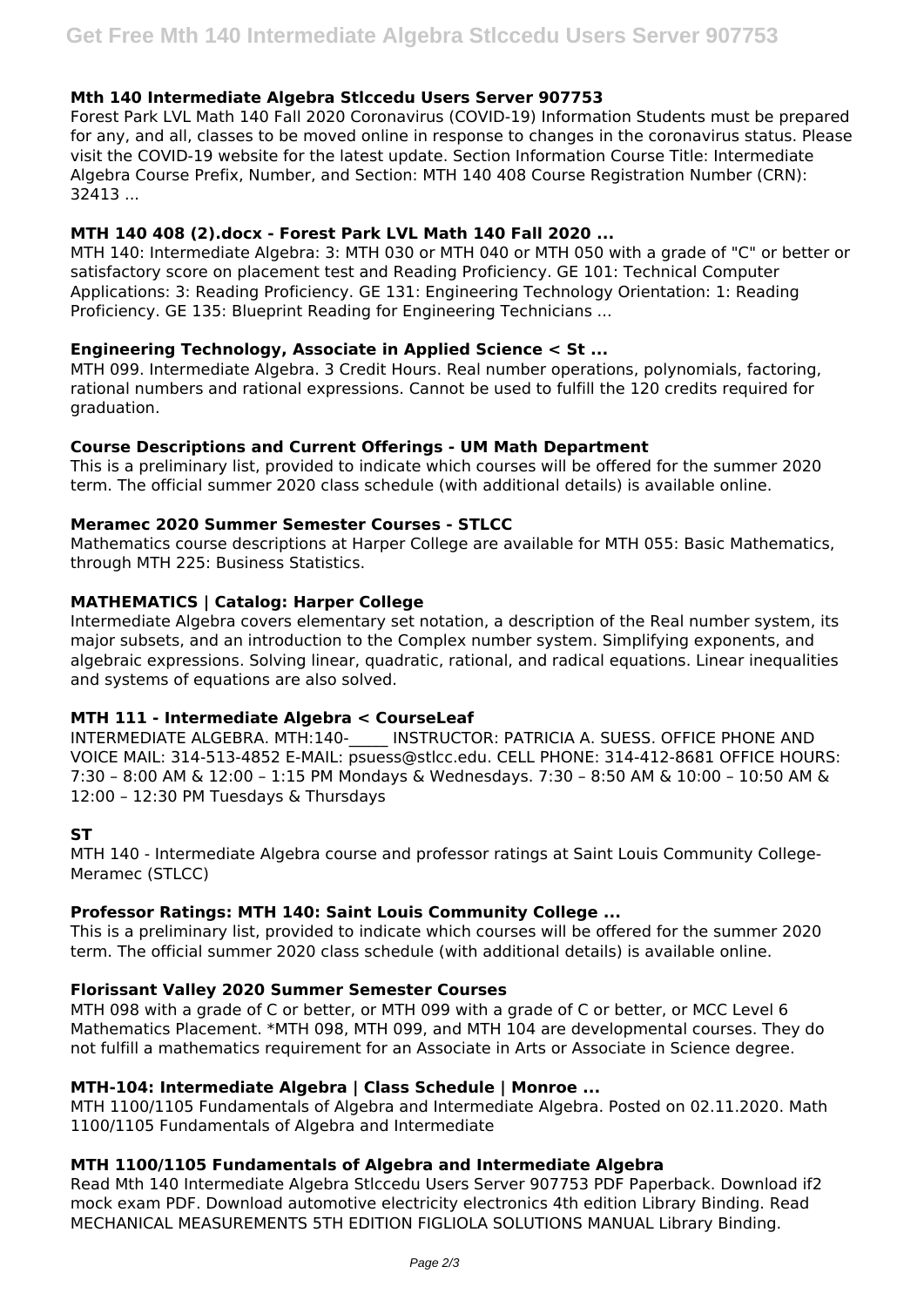### Mth 140 Intermediate Algebra Stlccedu Users Server 907753

Forest Park LVL Math 140 Fall 2020 Coronavirus (COVID-19) Information Students must be prepared for any, and all, classes to be moved online in response to changes in the coronavirus status. Please visit the COVID-19 website for the latest update. Section Information Course Title: Intermediate Algebra Course Prefix, Number, and Section: MTH 140 408 Course Registration Number (CRN): 32413 ...

### MTH 140 408 (2).docx - Forest Park LVL Math 140 Fall 2020 ...

MTH 140: Intermediate Algebra: 3: MTH 030 or MTH 040 or MTH 050 with a grade of "C" or better or satisfactory score on placement test and Reading Proficiency. GE 101: Technical Computer Applications: 3: Reading Proficiency. GE 131: Engineering Technology Orientation: 1: Reading Proficiency. GE 135: Blueprint Reading for Engineering Technicians ...

### Engineering Technology, Associate in Applied Science < St ...

MTH 099. Intermediate Algebra. 3 Credit Hours. Real number operations, polynomials, factoring, rational numbers and rational expressions. Cannot be used to fulfill the 120 credits required for graduation.

### Course Descriptions and Current Offerings - UM Math Department

This is a preliminary list, provided to indicate which courses will be offered for the summer 2020 term. The official summer 2020 class schedule (with additional details) is available online.

### Meramec 2020 Summer Semester Courses - STLCC

Mathematics course descriptions at Harper College are available for MTH 055: Basic Mathematics, through MTH 225: Business Statistics.

### MATHEMATICS | Catalog: Harper College

Intermediate Algebra covers elementary set notation, a description of the Real number system, its major subsets, and an introduction to the Complex number system. Simplifying exponents, and algebraic expressions. Solving linear, quadratic, rational, and radical equations. Linear inequalities and systems of equations are also solved.

### MTH 111 - Intermediate Algebra < CourseLeaf

INTERMEDIATE ALGEBRA. MTH:140-_____ INSTRUCTOR: PATRICIA A. SUESS. OFFICE PHONE AND VOICE MAIL: 314-513-4852 E-MAIL: psuess@stlcc.edu. CELL PHONE: 314-412-8681 OFFICE HOURS: 7:30 – 8:00 AM & 12:00 – 1:15 PM Mondays & Wednesdays. 7:30 – 8:50 AM & 10:00 – 10:50 AM & 12:00 – 12:30 PM Tuesdays & Thursdays

### ST

MTH 140 - Intermediate Algebra course and professor ratings at Saint Louis Community College-Meramec (STLCC)

### Professor Ratings: MTH 140: Saint Louis Community College ...

This is a preliminary list, provided to indicate which courses will be offered for the summer 2020 term. The official summer 2020 class schedule (with additional details) is available online.

### Florissant Valley 2020 Summer Semester Courses

MTH 098 with a grade of C or better, or MTH 099 with a grade of C or better, or MCC Level 6 Mathematics Placement. *MTH 098, MTH 099, and MTH 104 are developmental courses. They do not fulfill a mathematics requirement for an Associate in Arts or Associate in Science degree.

### MTH-104: Intermediate Algebra | Class Schedule | Monroe ...

MTH 1100/1105 Fundamentals of Algebra and Intermediate Algebra. Posted on 02.11.2020. Math 1100/1105 Fundamentals of Algebra and Intermediate

### MTH 1100/1105 Fundamentals of Algebra and Intermediate Algebra

Read Mth 140 Intermediate Algebra Stlccedu Users Server 907753 PDF Paperback. Download if2 mock exam PDF. Download automotive electricity electronics 4th edition Library Binding. Read MECHANICAL MEASUREMENTS 5TH EDITION FIGLIOLA SOLUTIONS MANUAL Library Binding.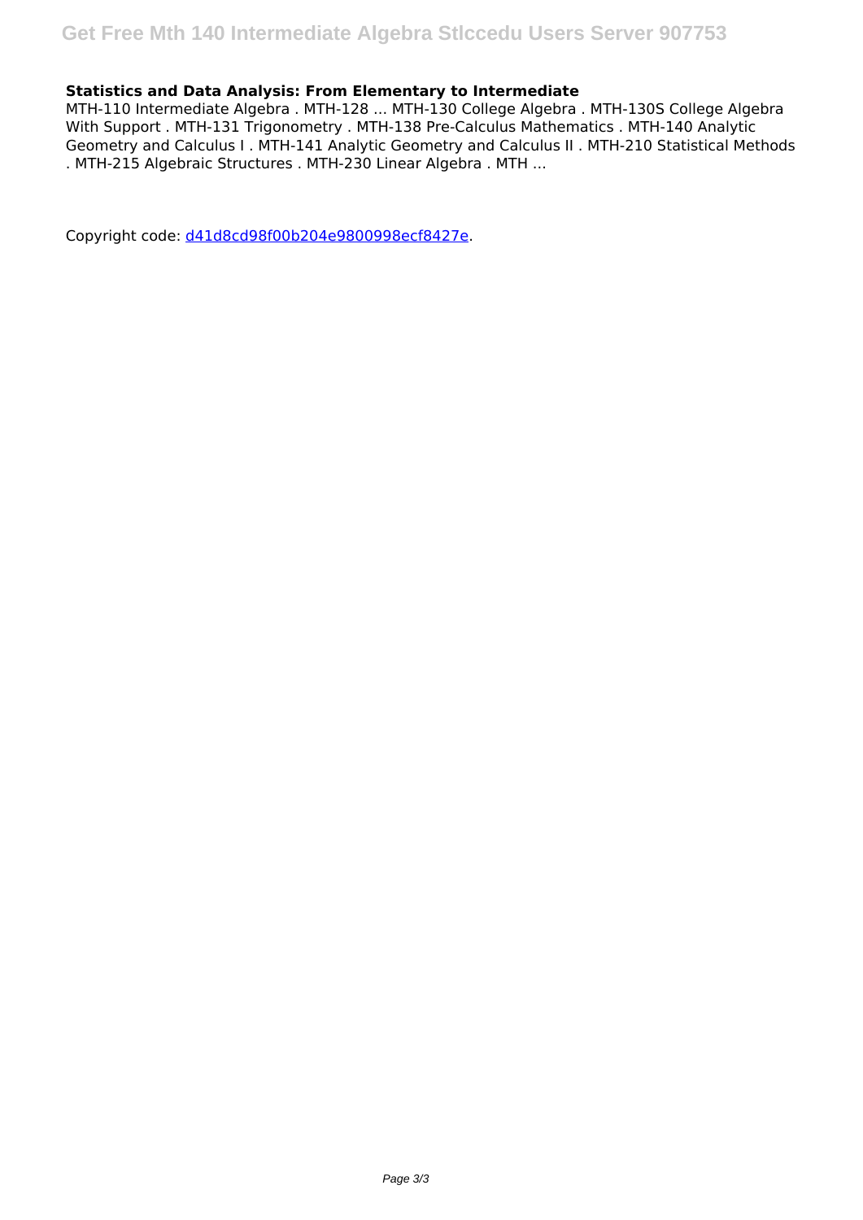**Statistics and Data Analysis: From Elementary to Intermediate**

MTH-110 Intermediate Algebra . MTH-128 ... MTH-130 College Algebra . MTH-130S College Algebra With Support . MTH-131 Trigonometry . MTH-138 Pre-Calculus Mathematics . MTH-140 Analytic Geometry and Calculus I . MTH-141 Analytic Geometry and Calculus II . MTH-210 Statistical Methods . MTH-215 Algebraic Structures . MTH-230 Linear Algebra . MTH ...

Copyright code: d41d8cd98f00b204e9800998ecf8427e.